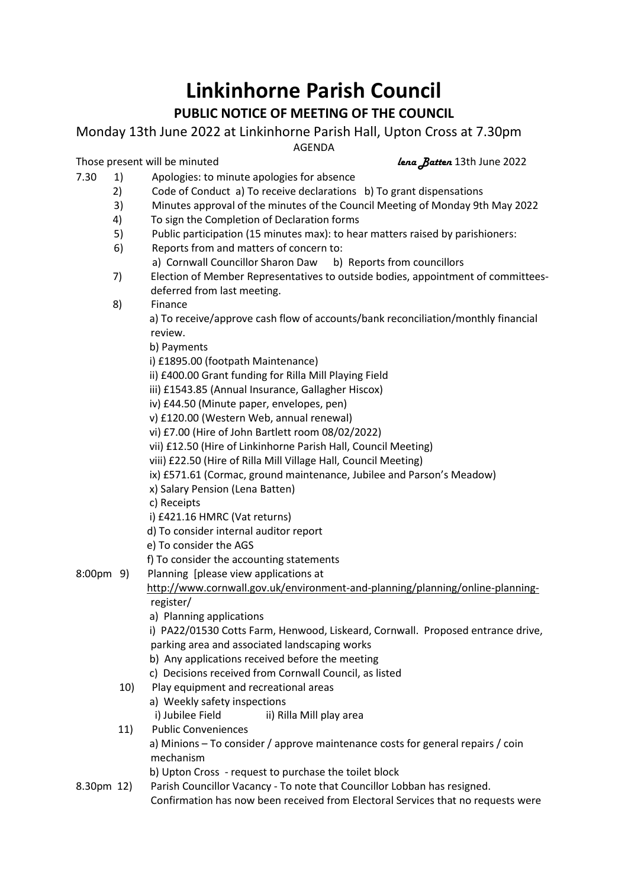# Linkinhorne Parish Council

## PUBLIC NOTICE OF MEETING OF THE COUNCIL

Monday 13th June 2022 at Linkinhorne Parish Hall, Upton Cross at 7.30pm

AGENDA

Those present will be minuted *lena Batten* 13th June 2022

7.30
1) Apologies: to minute apologies for absence
2) Code of Conduct a) To receive declarations b) To grant dispensations
3) Minutes approval of the minutes of the Council Meeting of Monday 9th May 2022
4) To sign the Completion of Declaration forms
5) Public participation (15 minutes max): to hear matters raised by parishioners:
6) Reports from and matters of concern to:
   a) Cornwall Councillor Sharon Daw b) Reports from councillors
7) Election of Member Representatives to outside bodies, appointment of committees-deferred from last meeting.
8) Finance
   a) To receive/approve cash flow of accounts/bank reconciliation/monthly financial review.
   b) Payments
   i) £1895.00 (footpath Maintenance)
   ii) £400.00 Grant funding for Rilla Mill Playing Field
   iii) £1543.85 (Annual Insurance, Gallagher Hiscox)
   iv) £44.50 (Minute paper, envelopes, pen)
   v) £120.00 (Western Web, annual renewal)
   vi) £7.00 (Hire of John Bartlett room 08/02/2022)
   vii) £12.50 (Hire of Linkinhorne Parish Hall, Council Meeting)
   viii) £22.50 (Hire of Rilla Mill Village Hall, Council Meeting)
   ix) £571.61 (Cormac, ground maintenance, Jubilee and Parson's Meadow)
   x) Salary Pension (Lena Batten)
   c) Receipts
   i) £421.16 HMRC (Vat returns)
   d) To consider internal auditor report
   e) To consider the AGS
   f) To consider the accounting statements

8:00pm
9) Planning [please view applications at http://www.cornwall.gov.uk/environment-and-planning/planning/online-planning-register/
   a) Planning applications
   i) PA22/01530 Cotts Farm, Henwood, Liskeard, Cornwall. Proposed entrance drive, parking area and associated landscaping works
   b) Any applications received before the meeting
   c) Decisions received from Cornwall Council, as listed
10) Play equipment and recreational areas
   a) Weekly safety inspections
   i) Jubilee Field ii) Rilla Mill play area
11) Public Conveniences
   a) Minions – To consider / approve maintenance costs for general repairs / coin mechanism
   b) Upton Cross - request to purchase the toilet block

8.30pm
12) Parish Councillor Vacancy - To note that Councillor Lobban has resigned. Confirmation has now been received from Electoral Services that no requests were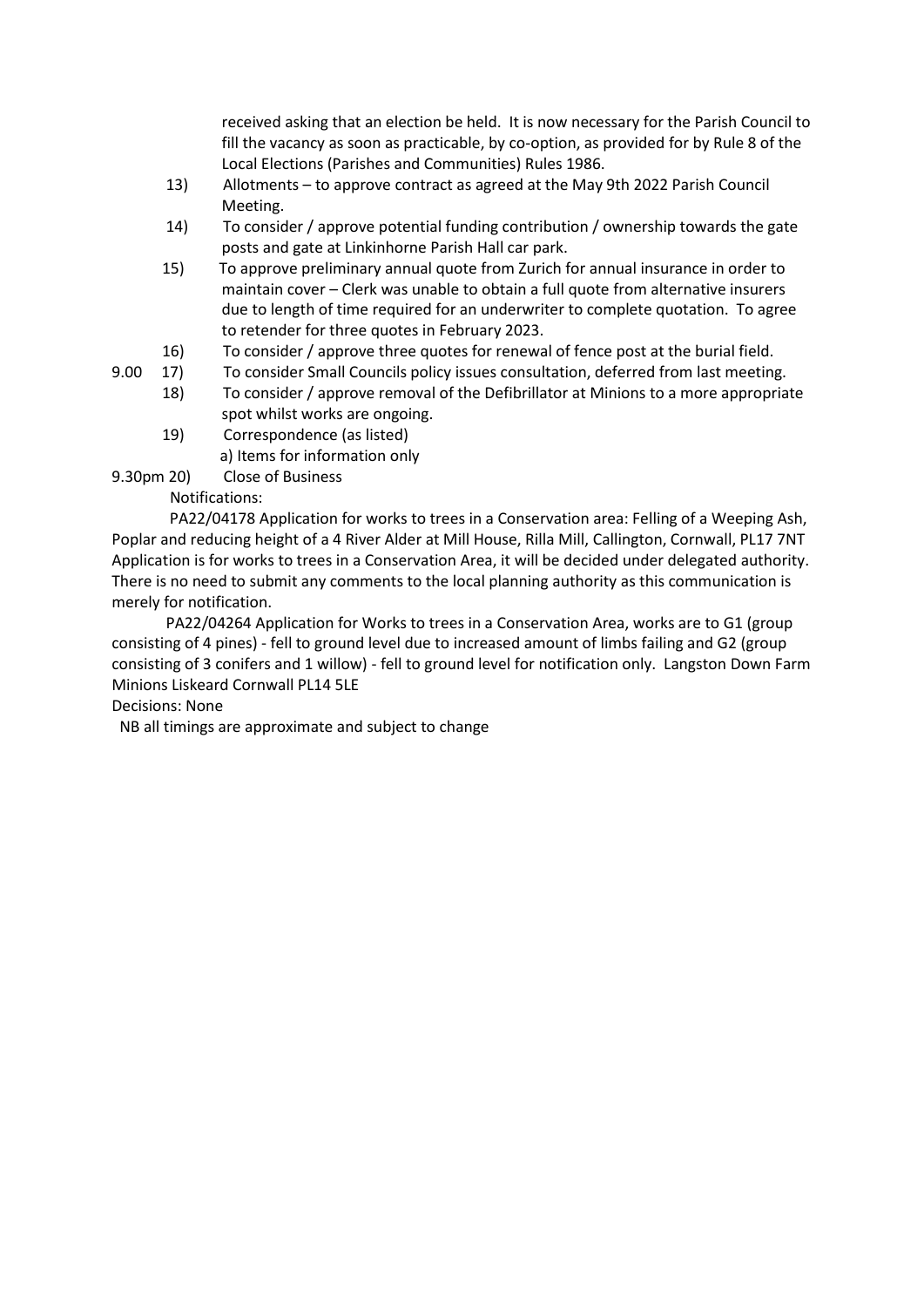received asking that an election be held. It is now necessary for the Parish Council to fill the vacancy as soon as practicable, by co-option, as provided for by Rule 8 of the Local Elections (Parishes and Communities) Rules 1986.

13) Allotments – to approve contract as agreed at the May 9th 2022 Parish Council Meeting.

14) To consider / approve potential funding contribution / ownership towards the gate posts and gate at Linkinhorne Parish Hall car park.

15) To approve preliminary annual quote from Zurich for annual insurance in order to maintain cover – Clerk was unable to obtain a full quote from alternative insurers due to length of time required for an underwriter to complete quotation. To agree to retender for three quotes in February 2023.

16) To consider / approve three quotes for renewal of fence post at the burial field.

9.00 17) To consider Small Councils policy issues consultation, deferred from last meeting.

18) To consider / approve removal of the Defibrillator at Minions to a more appropriate spot whilst works are ongoing.

19) Correspondence (as listed)
 a) Items for information only

9.30pm 20) Close of Business

Notifications:

PA22/04178 Application for works to trees in a Conservation area: Felling of a Weeping Ash, Poplar and reducing height of a 4 River Alder at Mill House, Rilla Mill, Callington, Cornwall, PL17 7NT Application is for works to trees in a Conservation Area, it will be decided under delegated authority. There is no need to submit any comments to the local planning authority as this communication is merely for notification.

PA22/04264 Application for Works to trees in a Conservation Area, works are to G1 (group consisting of 4 pines) - fell to ground level due to increased amount of limbs failing and G2 (group consisting of 3 conifers and 1 willow) - fell to ground level for notification only. Langston Down Farm Minions Liskeard Cornwall PL14 5LE

Decisions: None

NB all timings are approximate and subject to change